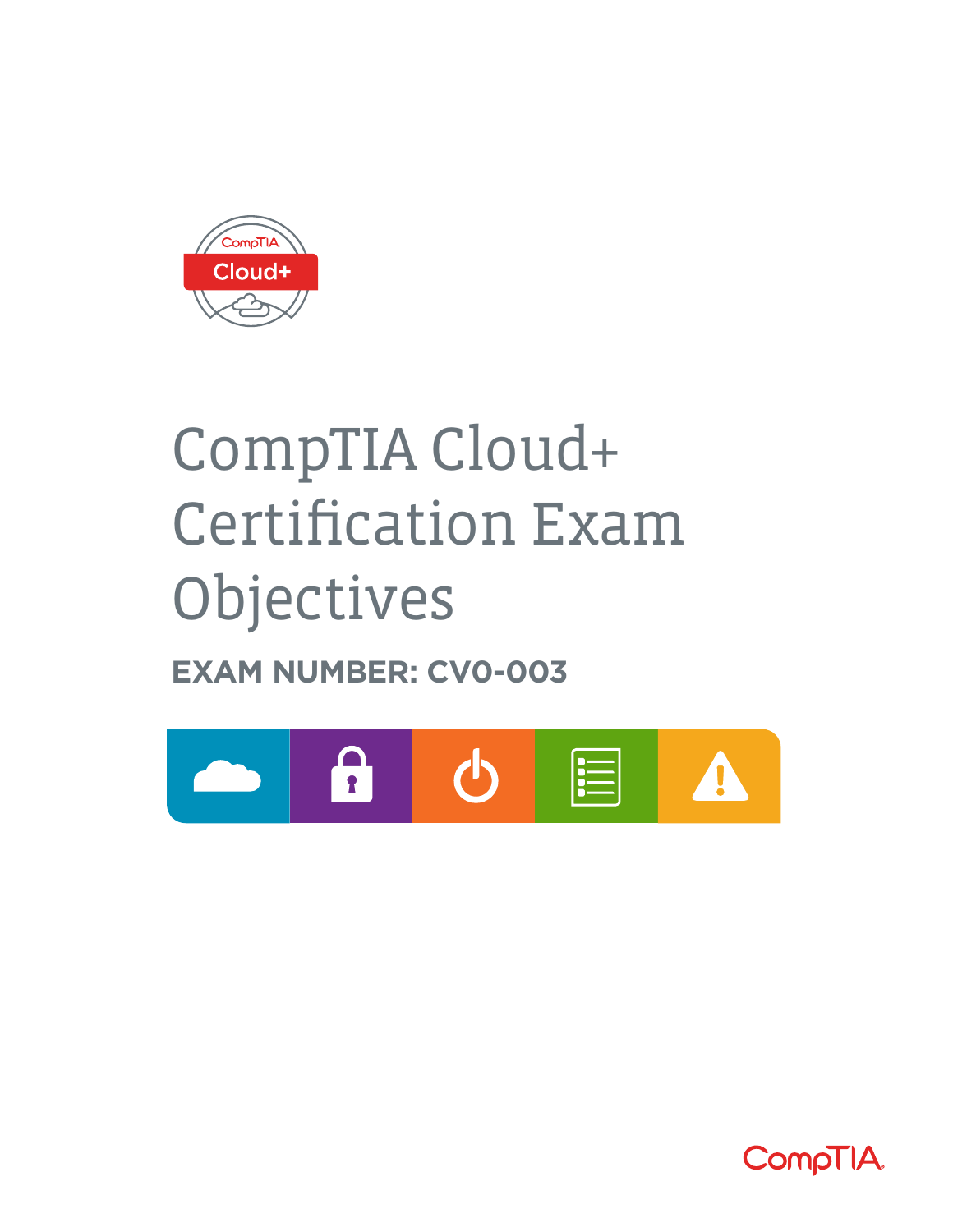# CompTIA Cloud+ Certification Exam Objectives

**EXAM NUMBER: CV0-003**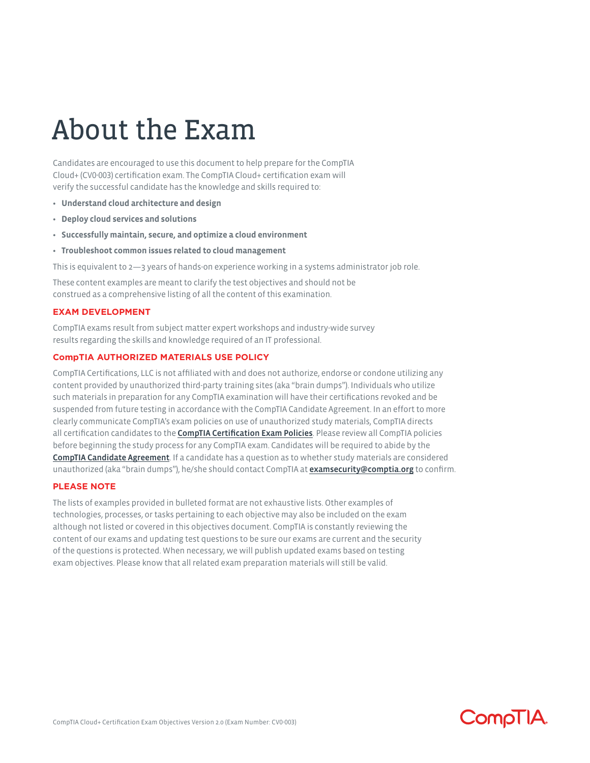# About the Exam

Candidates are encouraged to use this document to help prepare for the CompTIA Cloud+ (CV0-003) certification exam. The CompTIA Cloud+ certification exam will verify the successful candidate has the knowledge and skills required to:

- **Understand cloud architecture and design**
- **Deploy cloud services and solutions**
- **Successfully maintain, secure, and optimize a cloud environment**
- **Troubleshoot common issues related to cloud management**

This is equivalent to 2—3 years of hands-on experience working in a systems administrator job role.

These content examples are meant to clarify the test objectives and should not be construed as a comprehensive listing of all the content of this examination.

### EXAM DEVELOPMENT

CompTIA exams result from subject matter expert workshops and industry-wide survey results regarding the skills and knowledge required of an IT professional.

### CompTIA AUTHORIZED MATERIALS USE POLICY

CompTIA Certifications, LLC is not affiliated with and does not authorize, endorse or condone utilizing any content provided by unauthorized third-party training sites (aka "brain dumps"). Individuals who utilize such materials in preparation for any CompTIA examination will have their certifications revoked and be suspended from future testing in accordance with the CompTIA Candidate Agreement. In an effort to more clearly communicate CompTIA's exam policies on use of unauthorized study materials, CompTIA directs all certification candidates to the **CompTIA Certification Exam Policies**. Please review all CompTIA policies before beginning the study process for any CompTIA exam. Candidates will be required to abide by the **CompTIA Candidate Agreement**. If a candidate has a question as to whether study materials are considered unauthorized (aka "brain dumps"), he/she should contact CompTIA at **examsecurity@comptia.org** to confirm.

### PLEASE NOTE

The lists of examples provided in bulleted format are not exhaustive lists. Other examples of technologies, processes, or tasks pertaining to each objective may also be included on the exam although not listed or covered in this objectives document. CompTIA is constantly reviewing the content of our exams and updating test questions to be sure our exams are current and the security of the questions is protected. When necessary, we will publish updated exams based on testing exam objectives. Please know that all related exam preparation materials will still be valid.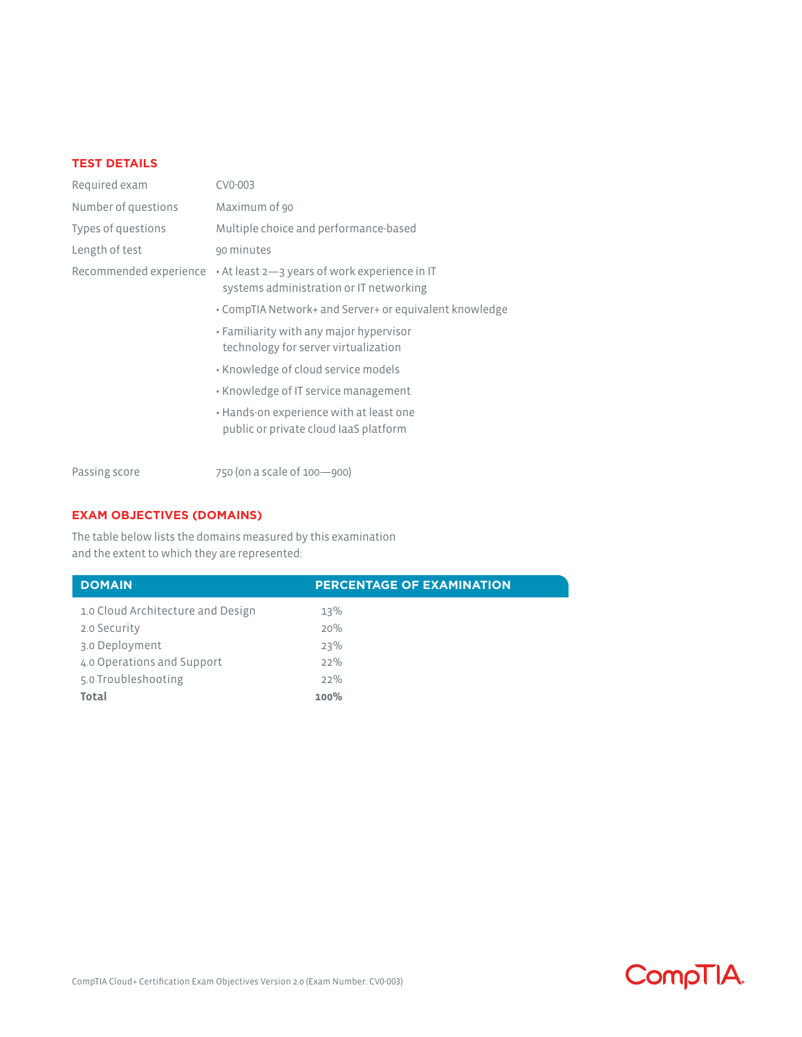## TEST DETAILS

| | |
|---|---|
| Required exam | CV0-003 |
| Number of questions | Maximum of 90 |
| Types of questions | Multiple choice and performance-based |
| Length of test | 90 minutes |
| Recommended experience | • At least 2—3 years of work experience in IT systems administration or IT networking<br>• CompTIA Network+ and Server+ or equivalent knowledge<br>• Familiarity with any major hypervisor technology for server virtualization<br>• Knowledge of cloud service models<br>• Knowledge of IT service management<br>• Hands-on experience with at least one public or private cloud IaaS platform |
| Passing score | 750 (on a scale of 100—900) |

## EXAM OBJECTIVES (DOMAINS)

The table below lists the domains measured by this examination and the extent to which they are represented:

| DOMAIN | PERCENTAGE OF EXAMINATION |
|---|---|
| 1.0 Cloud Architecture and Design | 13% |
| 2.0 Security | 20% |
| 3.0 Deployment | 23% |
| 4.0 Operations and Support | 22% |
| 5.0 Troubleshooting | 22% |
| **Total** | **100%** |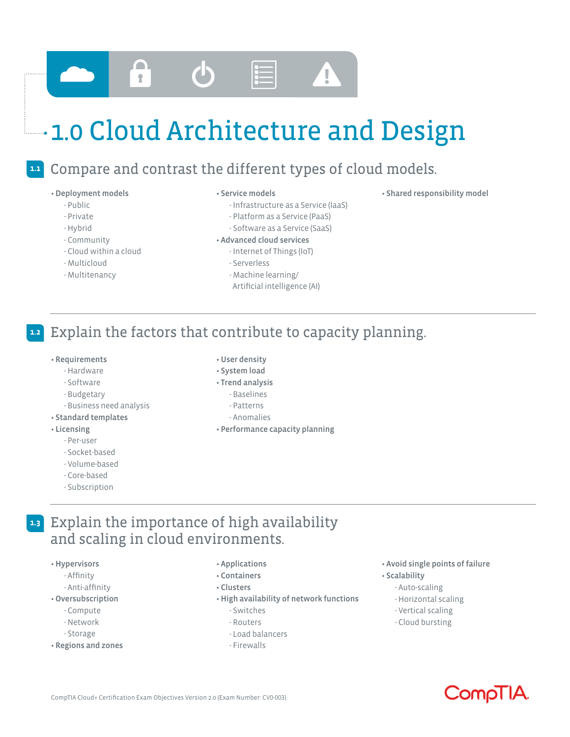# 1.0 Cloud Architecture and Design

## 1.1 Compare and contrast the different types of cloud models.

- **Deployment models**
  - Public
  - Private
  - Hybrid
  - Community
  - Cloud within a cloud
  - Multicloud
  - Multitenancy
- **Service models**
  - Infrastructure as a Service (IaaS)
  - Platform as a Service (PaaS)
  - Software as a Service (SaaS)
- **Advanced cloud services**
  - Internet of Things (IoT)
  - Serverless
  - Machine learning/ Artificial intelligence (AI)
- **Shared responsibility model**

## 1.2 Explain the factors that contribute to capacity planning.

- **Requirements**
  - Hardware
  - Software
  - Budgetary
  - Business need analysis
- **Standard templates**
- **Licensing**
  - Per-user
  - Socket-based
  - Volume-based
  - Core-based
  - Subscription
- **User density**
- **System load**
- **Trend analysis**
  - Baselines
  - Patterns
  - Anomalies
- **Performance capacity planning**

## 1.3 Explain the importance of high availability and scaling in cloud environments.

- **Hypervisors**
  - Affinity
  - Anti-affinity
- **Oversubscription**
  - Compute
  - Network
  - Storage
- **Regions and zones**
- **Applications**
- **Containers**
- **Clusters**
- **High availability of network functions**
  - Switches
  - Routers
  - Load balancers
  - Firewalls
- **Avoid single points of failure**
- **Scalability**
  - Auto-scaling
  - Horizontal scaling
  - Vertical scaling
  - Cloud bursting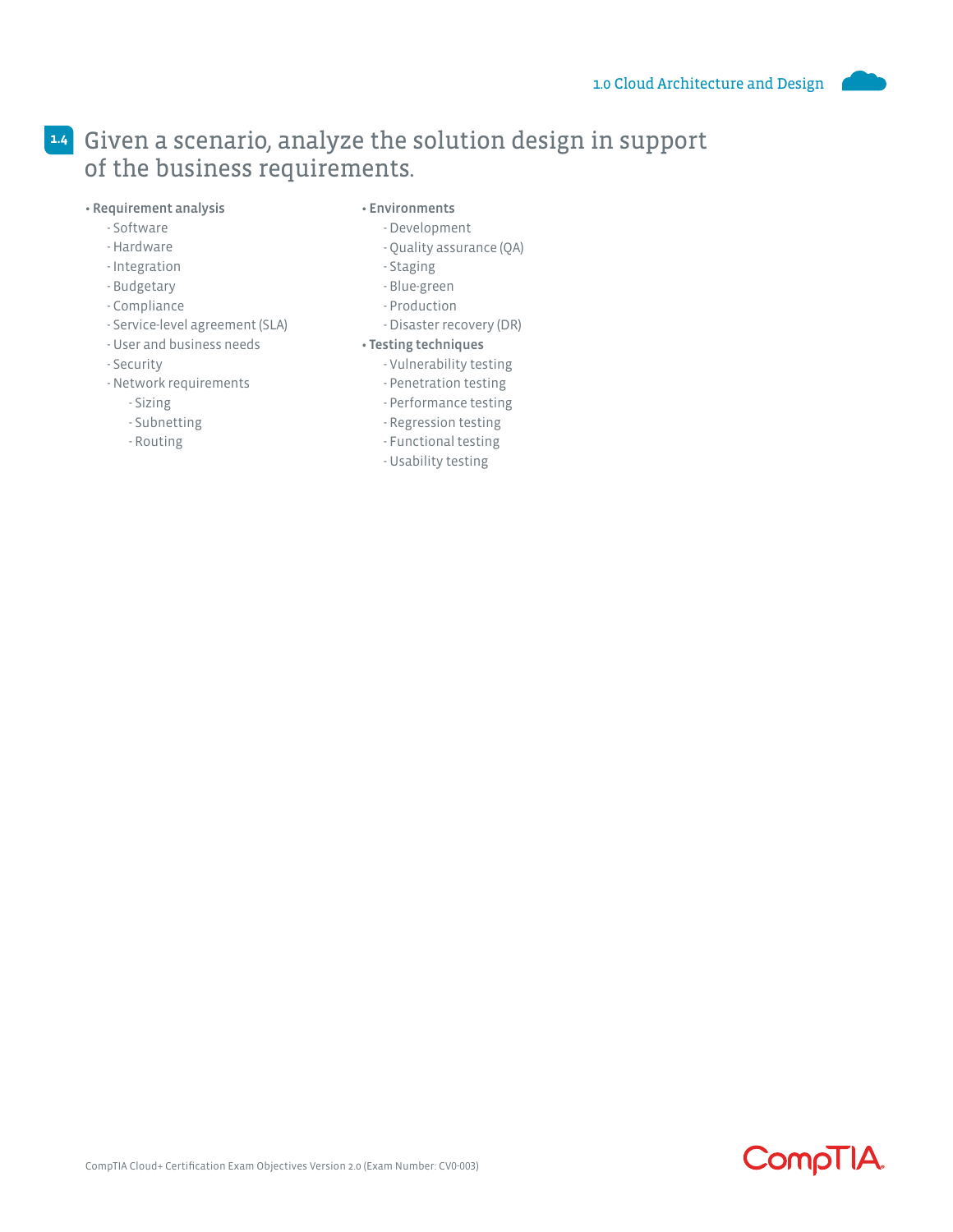## 1.4 Given a scenario, analyze the solution design in support of the business requirements.

- **Requirement analysis**
  - Software
  - Hardware
  - Integration
  - Budgetary
  - Compliance
  - Service-level agreement (SLA)
  - User and business needs
  - Security
  - Network requirements
    - Sizing
    - Subnetting
    - Routing
- **Environments**
  - Development
  - Quality assurance (QA)
  - Staging
  - Blue-green
  - Production
  - Disaster recovery (DR)
- **Testing techniques**
  - Vulnerability testing
  - Penetration testing
  - Performance testing
  - Regression testing
  - Functional testing
  - Usability testing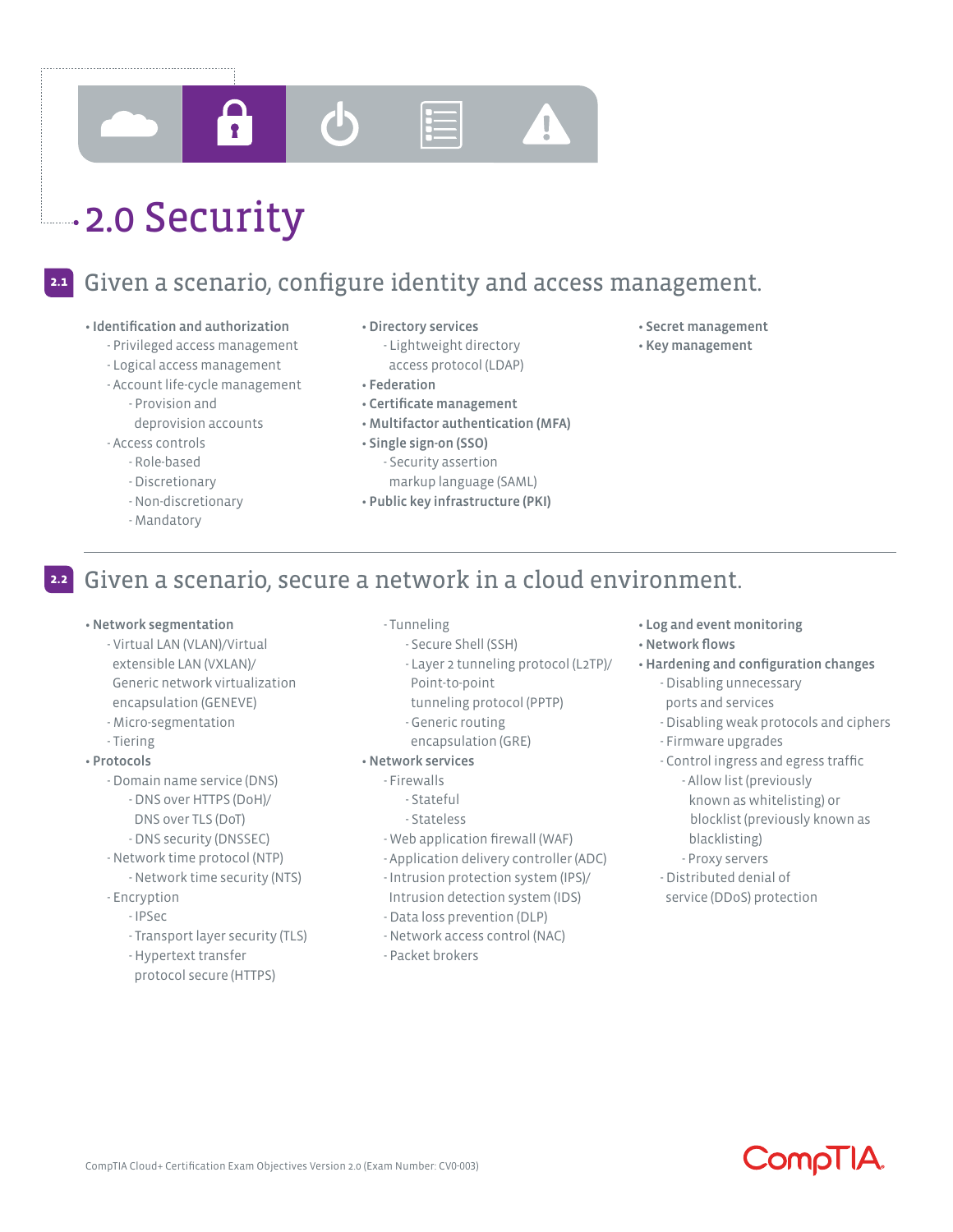# 2.0 Security

## 2.1 Given a scenario, configure identity and access management.

- **Identification and authorization**
  - Privileged access management
  - Logical access management
  - Account life-cycle management
    - Provision and deprovision accounts
  - Access controls
    - Role-based
    - Discretionary
    - Non-discretionary
    - Mandatory
- **Directory services**
  - Lightweight directory access protocol (LDAP)
- **Federation**
- **Certificate management**
- **Multifactor authentication (MFA)**
- **Single sign-on (SSO)**
  - Security assertion markup language (SAML)
- **Public key infrastructure (PKI)**
- **Secret management**
- **Key management**

## 2.2 Given a scenario, secure a network in a cloud environment.

- **Network segmentation**
  - Virtual LAN (VLAN)/Virtual extensible LAN (VXLAN)/ Generic network virtualization encapsulation (GENEVE)
  - Micro-segmentation
  - Tiering
- **Protocols**
  - Domain name service (DNS)
    - DNS over HTTPS (DoH)/ DNS over TLS (DoT)
    - DNS security (DNSSEC)
  - Network time protocol (NTP)
    - Network time security (NTS)
  - Encryption
    - IPSec
    - Transport layer security (TLS)
    - Hypertext transfer protocol secure (HTTPS)
  - Tunneling
    - Secure Shell (SSH)
    - Layer 2 tunneling protocol (L2TP)/ Point-to-point tunneling protocol (PPTP)
    - Generic routing encapsulation (GRE)
- **Network services**
  - Firewalls
    - Stateful
    - Stateless
  - Web application firewall (WAF)
  - Application delivery controller (ADC)
  - Intrusion protection system (IPS)/ Intrusion detection system (IDS)
  - Data loss prevention (DLP)
  - Network access control (NAC)
  - Packet brokers
- **Log and event monitoring**
- **Network flows**
- **Hardening and configuration changes**
  - Disabling unnecessary ports and services
  - Disabling weak protocols and ciphers
  - Firmware upgrades
  - Control ingress and egress traffic
    - Allow list (previously known as whitelisting) or blocklist (previously known as blacklisting)
    - Proxy servers
  - Distributed denial of service (DDoS) protection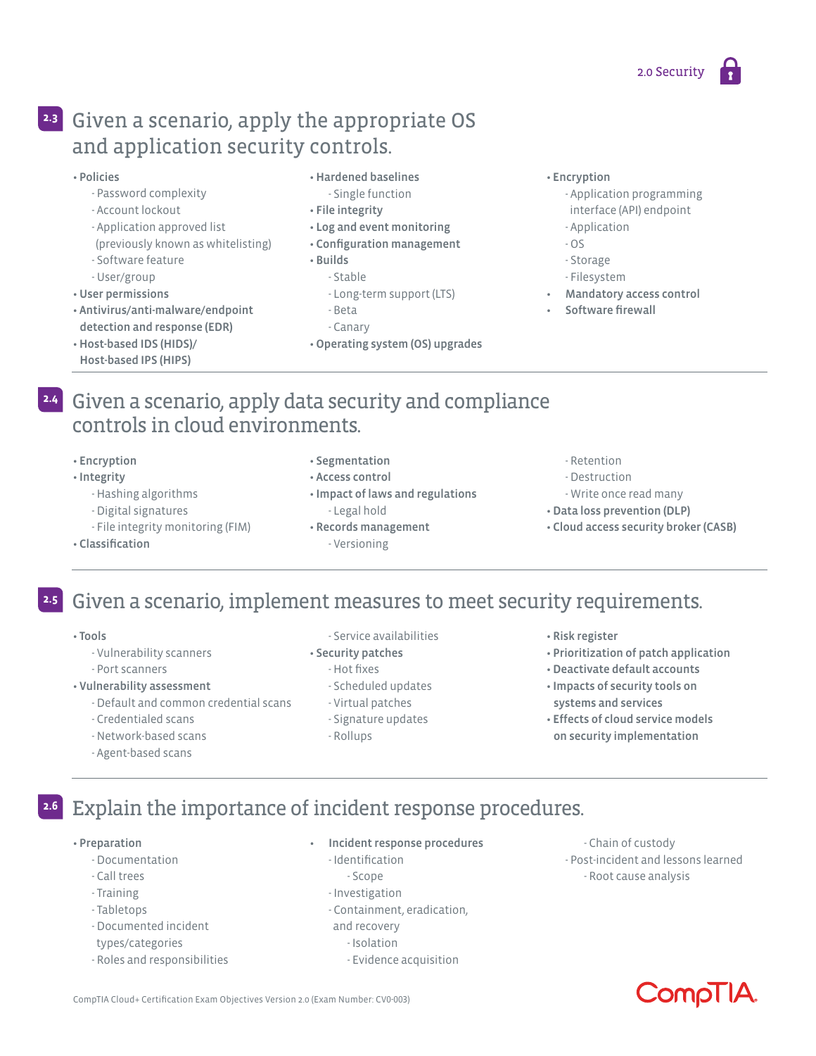## 2.3 Given a scenario, apply the appropriate OS and application security controls.

- **Policies**
  - Password complexity
  - Account lockout
  - Application approved list (previously known as whitelisting)
  - Software feature
  - User/group
- **User permissions**
- **Antivirus/anti-malware/endpoint detection and response (EDR)**
- **Host-based IDS (HIDS)/ Host-based IPS (HIPS)**
- **Hardened baselines**
  - Single function
- **File integrity**
- **Log and event monitoring**
- **Configuration management**
- **Builds**
  - Stable
  - Long-term support (LTS)
  - Beta
  - Canary
- **Operating system (OS) upgrades**
- **Encryption**
  - Application programming interface (API) endpoint
  - Application
  - OS
  - Storage
  - Filesystem
- **Mandatory access control**
- **Software firewall**

## 2.4 Given a scenario, apply data security and compliance controls in cloud environments.

- **Encryption**
- **Integrity**
  - Hashing algorithms
  - Digital signatures
  - File integrity monitoring (FIM)
- **Classification**
- **Segmentation**
- **Access control**
- **Impact of laws and regulations**
  - Legal hold
- **Records management**
  - Versioning
  - Retention
  - Destruction
  - Write once read many
- **Data loss prevention (DLP)**
- **Cloud access security broker (CASB)**

## 2.5 Given a scenario, implement measures to meet security requirements.

- **Tools**
  - Vulnerability scanners
  - Port scanners
- **Vulnerability assessment**
  - Default and common credential scans
  - Credentialed scans
  - Network-based scans
  - Agent-based scans
  - Service availabilities
- **Security patches**
  - Hot fixes
  - Scheduled updates
  - Virtual patches
  - Signature updates
  - Rollups
- **Risk register**
- **Prioritization of patch application**
- **Deactivate default accounts**
- **Impacts of security tools on systems and services**
- **Effects of cloud service models on security implementation**

## 2.6 Explain the importance of incident response procedures.

- **Preparation**
  - Documentation
  - Call trees
  - Training
  - Tabletops
  - Documented incident types/categories
  - Roles and responsibilities
- **Incident response procedures**
  - Identification
    - Scope
  - Investigation
  - Containment, eradication, and recovery
    - Isolation
    - Evidence acquisition
    - Chain of custody
  - Post-incident and lessons learned
    - Root cause analysis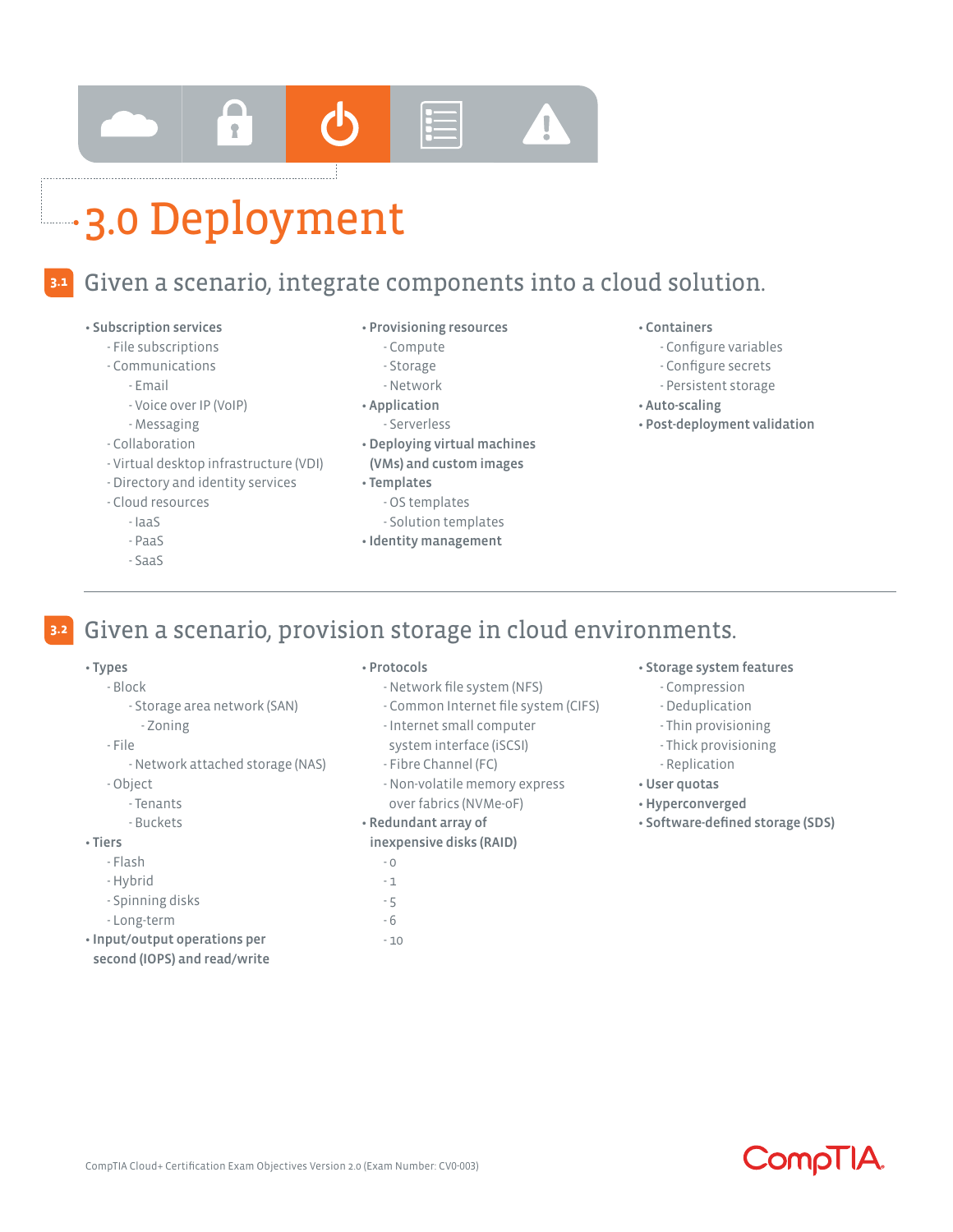# 3.0 Deployment

## 3.1 Given a scenario, integrate components into a cloud solution.

- **Subscription services**
  - File subscriptions
  - Communications
    - Email
    - Voice over IP (VoIP)
    - Messaging
  - Collaboration
  - Virtual desktop infrastructure (VDI)
  - Directory and identity services
  - Cloud resources
    - IaaS
    - PaaS
    - SaaS
- **Provisioning resources**
  - Compute
  - Storage
  - Network
- **Application**
  - Serverless
- **Deploying virtual machines (VMs) and custom images**
- **Templates**
  - OS templates
  - Solution templates
- **Identity management**
- **Containers**
  - Configure variables
  - Configure secrets
  - Persistent storage
- **Auto-scaling**
- **Post-deployment validation**

## 3.2 Given a scenario, provision storage in cloud environments.

- **Types**
  - Block
    - Storage area network (SAN)
      - Zoning
  - File
    - Network attached storage (NAS)
  - Object
    - Tenants
    - Buckets
- **Tiers**
  - Flash
  - Hybrid
  - Spinning disks
  - Long-term
- **Input/output operations per second (IOPS) and read/write**
- **Protocols**
  - Network file system (NFS)
  - Common Internet file system (CIFS)
  - Internet small computer system interface (iSCSI)
  - Fibre Channel (FC)
  - Non-volatile memory express over fabrics (NVMe-oF)
- **Redundant array of inexpensive disks (RAID)**
  - 0
  - 1
  - 5
  - 6
  - 10
- **Storage system features**
  - Compression
  - Deduplication
  - Thin provisioning
  - Thick provisioning
  - Replication
- **User quotas**
- **Hyperconverged**
- **Software-defined storage (SDS)**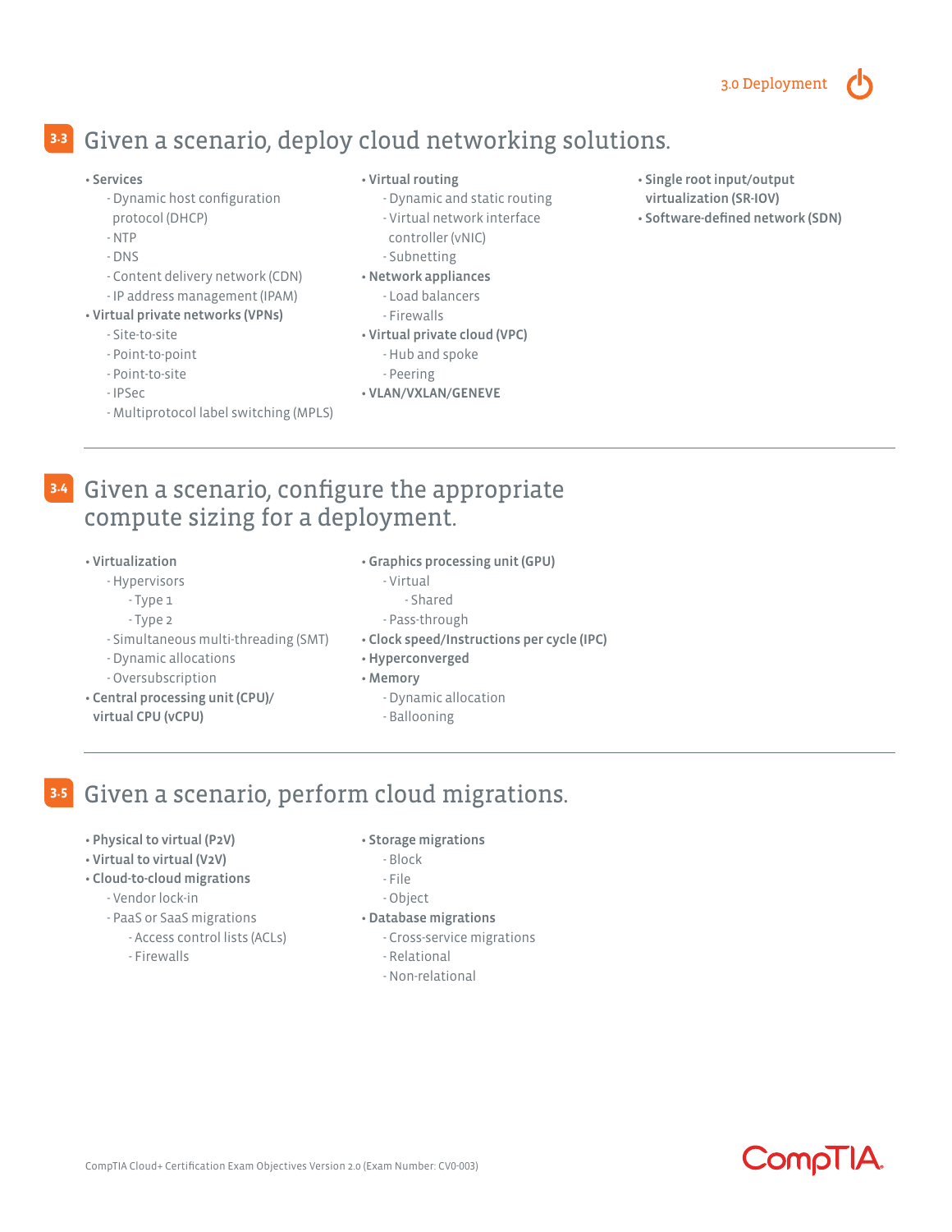## 3.3 Given a scenario, deploy cloud networking solutions.

- **Services**
  - Dynamic host configuration protocol (DHCP)
  - NTP
  - DNS
  - Content delivery network (CDN)
  - IP address management (IPAM)
- **Virtual private networks (VPNs)**
  - Site-to-site
  - Point-to-point
  - Point-to-site
  - IPSec
  - Multiprotocol label switching (MPLS)
- **Virtual routing**
  - Dynamic and static routing
  - Virtual network interface controller (vNIC)
  - Subnetting
- **Network appliances**
  - Load balancers
  - Firewalls
- **Virtual private cloud (VPC)**
  - Hub and spoke
  - Peering
- **VLAN/VXLAN/GENEVE**
- **Single root input/output virtualization (SR-IOV)**
- **Software-defined network (SDN)**

## 3.4 Given a scenario, configure the appropriate compute sizing for a deployment.

- **Virtualization**
  - Hypervisors
    - Type 1
    - Type 2
  - Simultaneous multi-threading (SMT)
  - Dynamic allocations
  - Oversubscription
- **Central processing unit (CPU)/ virtual CPU (vCPU)**
- **Graphics processing unit (GPU)**
  - Virtual
    - Shared
  - Pass-through
- **Clock speed/Instructions per cycle (IPC)**
- **Hyperconverged**
- **Memory**
  - Dynamic allocation
  - Ballooning

## 3.5 Given a scenario, perform cloud migrations.

- **Physical to virtual (P2V)**
- **Virtual to virtual (V2V)**
- **Cloud-to-cloud migrations**
  - Vendor lock-in
  - PaaS or SaaS migrations
    - Access control lists (ACLs)
    - Firewalls
- **Storage migrations**
  - Block
  - File
  - Object
- **Database migrations**
  - Cross-service migrations
  - Relational
  - Non-relational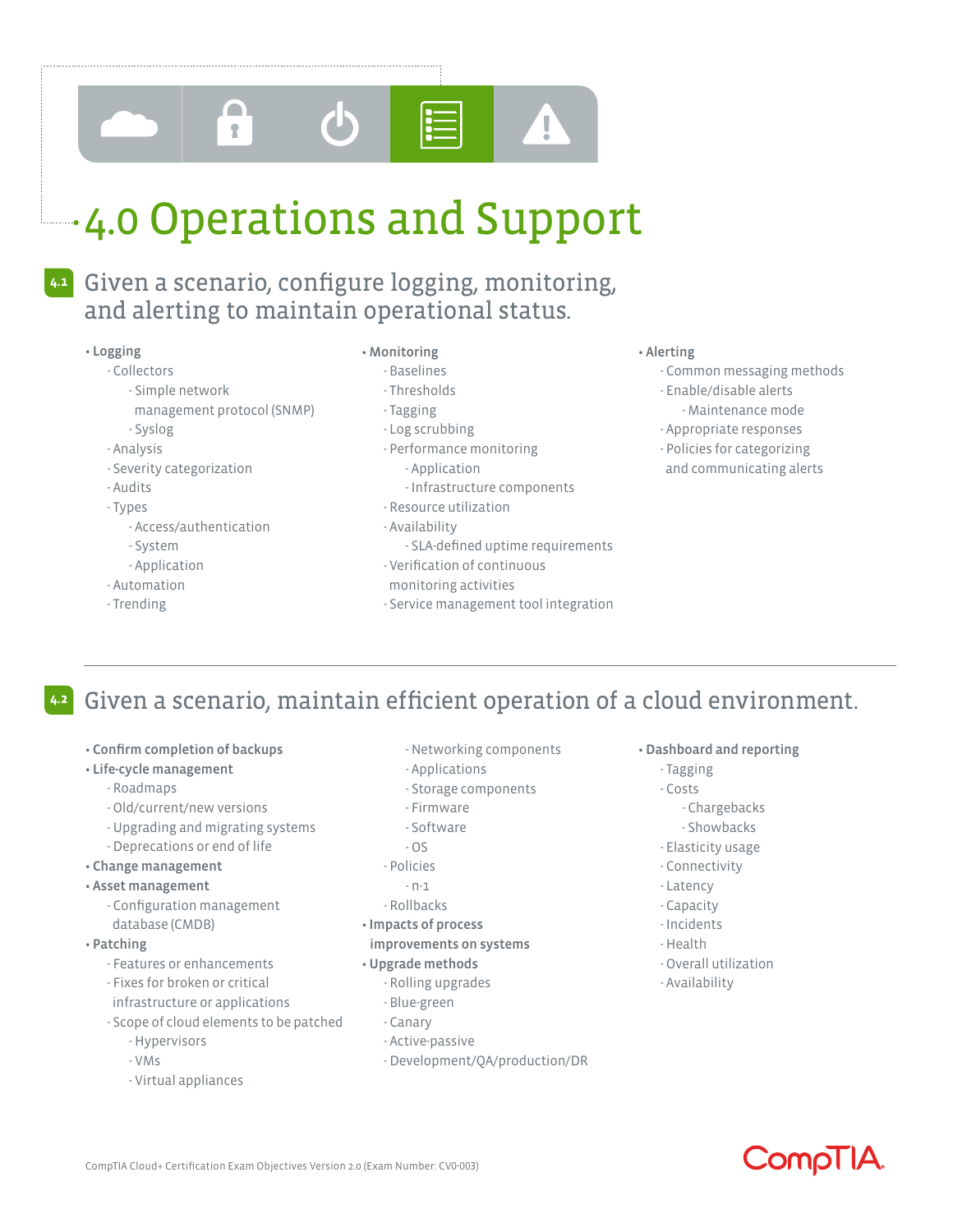# 4.0 Operations and Support

## 4.1 Given a scenario, configure logging, monitoring, and alerting to maintain operational status.

- **Logging**
  - Collectors
    - Simple network management protocol (SNMP)
    - Syslog
  - Analysis
  - Severity categorization
  - Audits
  - Types
    - Access/authentication
    - System
    - Application
  - Automation
  - Trending
- **Monitoring**
  - Baselines
  - Thresholds
  - Tagging
  - Log scrubbing
  - Performance monitoring
    - Application
    - Infrastructure components
  - Resource utilization
  - Availability
    - SLA-defined uptime requirements
  - Verification of continuous monitoring activities
  - Service management tool integration
- **Alerting**
  - Common messaging methods
  - Enable/disable alerts
    - Maintenance mode
  - Appropriate responses
  - Policies for categorizing and communicating alerts

## 4.2 Given a scenario, maintain efficient operation of a cloud environment.

- **Confirm completion of backups**
- **Life-cycle management**
  - Roadmaps
  - Old/current/new versions
  - Upgrading and migrating systems
  - Deprecations or end of life
- **Change management**
- **Asset management**
  - Configuration management database (CMDB)
- **Patching**
  - Features or enhancements
  - Fixes for broken or critical infrastructure or applications
  - Scope of cloud elements to be patched
    - Hypervisors
    - VMs
    - Virtual appliances
    - Networking components
    - Applications
    - Storage components
    - Firmware
    - Software
    - OS
  - Policies
    - n-1
  - Rollbacks
- **Impacts of process improvements on systems**
- **Upgrade methods**
  - Rolling upgrades
  - Blue-green
  - Canary
  - Active-passive
  - Development/QA/production/DR
- **Dashboard and reporting**
  - Tagging
  - Costs
    - Chargebacks
    - Showbacks
  - Elasticity usage
  - Connectivity
  - Latency
  - Capacity
  - Incidents
  - Health
  - Overall utilization
  - Availability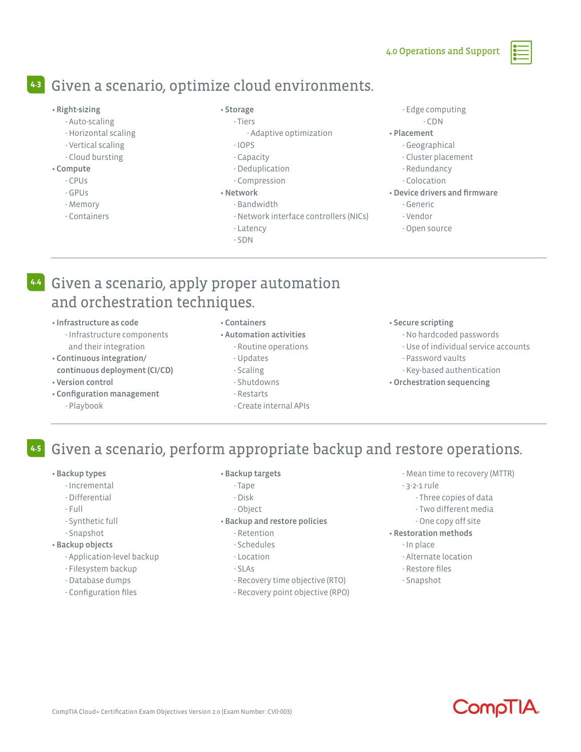## 4.3 Given a scenario, optimize cloud environments.

- **Right-sizing**
  - Auto-scaling
  - Horizontal scaling
  - Vertical scaling
  - Cloud bursting
- **Compute**
  - CPUs
  - GPUs
  - Memory
  - Containers
- **Storage**
  - Tiers
    - Adaptive optimization
  - IOPS
  - Capacity
  - Deduplication
  - Compression
- **Network**
  - Bandwidth
  - Network interface controllers (NICs)
  - Latency
  - SDN
  - Edge computing
    - CDN
- **Placement**
  - Geographical
  - Cluster placement
  - Redundancy
  - Colocation
- **Device drivers and firmware**
  - Generic
  - Vendor
  - Open source

## 4.4 Given a scenario, apply proper automation and orchestration techniques.

- **Infrastructure as code**
  - Infrastructure components and their integration
- **Continuous integration/ continuous deployment (CI/CD)**
- **Version control**
- **Configuration management**
  - Playbook
- **Containers**
- **Automation activities**
  - Routine operations
  - Updates
  - Scaling
  - Shutdowns
  - Restarts
  - Create internal APIs
- **Secure scripting**
  - No hardcoded passwords
  - Use of individual service accounts
  - Password vaults
  - Key-based authentication
- **Orchestration sequencing**

## 4.5 Given a scenario, perform appropriate backup and restore operations.

- **Backup types**
  - Incremental
  - Differential
  - Full
  - Synthetic full
  - Snapshot
- **Backup objects**
  - Application-level backup
  - Filesystem backup
  - Database dumps
  - Configuration files
- **Backup targets**
  - Tape
  - Disk
  - Object
- **Backup and restore policies**
  - Retention
  - Schedules
  - Location
  - SLAs
  - Recovery time objective (RTO)
  - Recovery point objective (RPO)
  - Mean time to recovery (MTTR)
  - 3-2-1 rule
    - Three copies of data
    - Two different media
    - One copy off site
- **Restoration methods**
  - In place
  - Alternate location
  - Restore files
  - Snapshot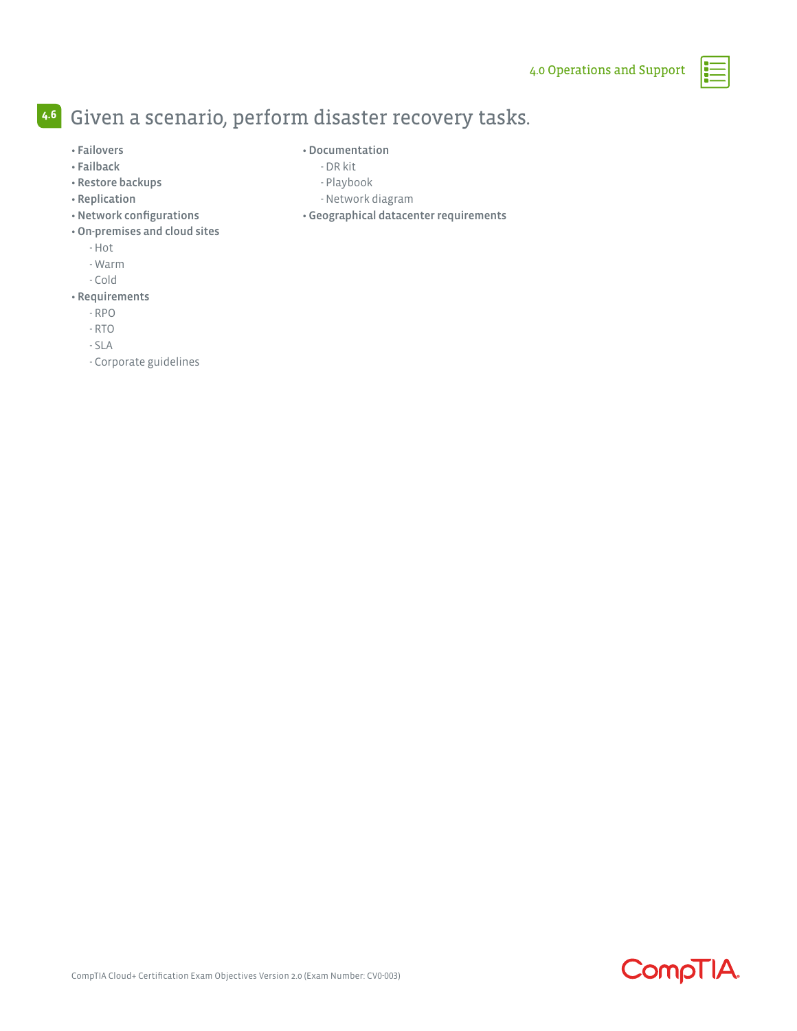## 4.6 Given a scenario, perform disaster recovery tasks.

- **Failovers**
- **Failback**
- **Restore backups**
- **Replication**
- **Network configurations**
- **On-premises and cloud sites**
  - Hot
  - Warm
  - Cold
- **Requirements**
  - RPO
  - RTO
  - SLA
  - Corporate guidelines
- **Documentation**
  - DR kit
  - Playbook
  - Network diagram
- **Geographical datacenter requirements**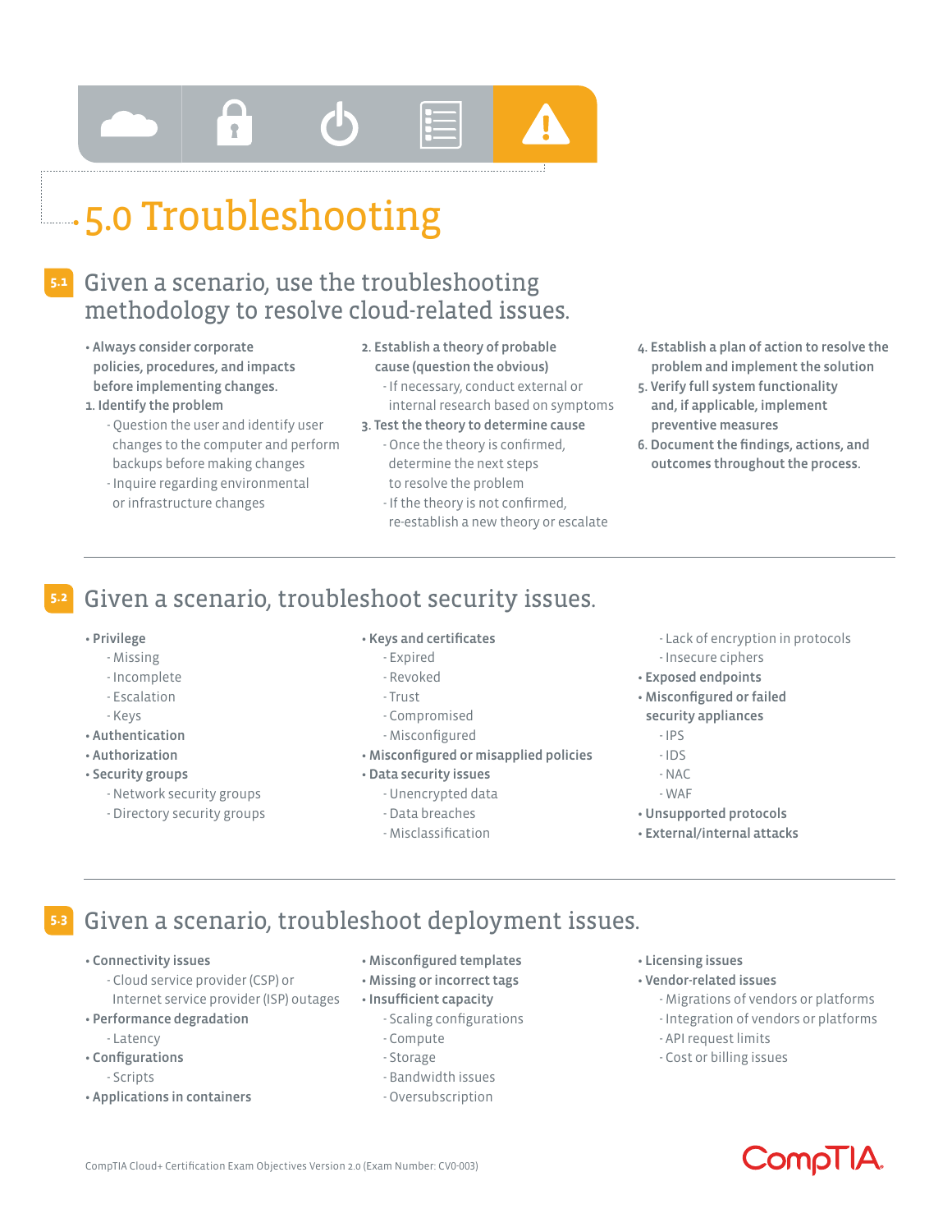# 5.0 Troubleshooting

## 5.1 Given a scenario, use the troubleshooting methodology to resolve cloud-related issues.

- **Always consider corporate policies, procedures, and impacts before implementing changes.**

1. **Identify the problem**
   - Question the user and identify user changes to the computer and perform backups before making changes
   - Inquire regarding environmental or infrastructure changes
2. **Establish a theory of probable cause (question the obvious)**
   - If necessary, conduct external or internal research based on symptoms
3. **Test the theory to determine cause**
   - Once the theory is confirmed, determine the next steps to resolve the problem
   - If the theory is not confirmed, re-establish a new theory or escalate
4. **Establish a plan of action to resolve the problem and implement the solution**
5. **Verify full system functionality and, if applicable, implement preventive measures**
6. **Document the findings, actions, and outcomes throughout the process.**

## 5.2 Given a scenario, troubleshoot security issues.

- **Privilege**
  - Missing
  - Incomplete
  - Escalation
  - Keys
- **Authentication**
- **Authorization**
- **Security groups**
  - Network security groups
  - Directory security groups
- **Keys and certificates**
  - Expired
  - Revoked
  - Trust
  - Compromised
  - Misconfigured
- **Misconfigured or misapplied policies**
- **Data security issues**
  - Unencrypted data
  - Data breaches
  - Misclassification
  - Lack of encryption in protocols
  - Insecure ciphers
- **Exposed endpoints**
- **Misconfigured or failed security appliances**
  - IPS
  - IDS
  - NAC
  - WAF
- **Unsupported protocols**
- **External/internal attacks**

## 5.3 Given a scenario, troubleshoot deployment issues.

- **Connectivity issues**
  - Cloud service provider (CSP) or Internet service provider (ISP) outages
- **Performance degradation**
  - Latency
- **Configurations**
  - Scripts
- **Applications in containers**
- **Misconfigured templates**
- **Missing or incorrect tags**
- **Insufficient capacity**
  - Scaling configurations
  - Compute
  - Storage
  - Bandwidth issues
  - Oversubscription
- **Licensing issues**
- **Vendor-related issues**
  - Migrations of vendors or platforms
  - Integration of vendors or platforms
  - API request limits
  - Cost or billing issues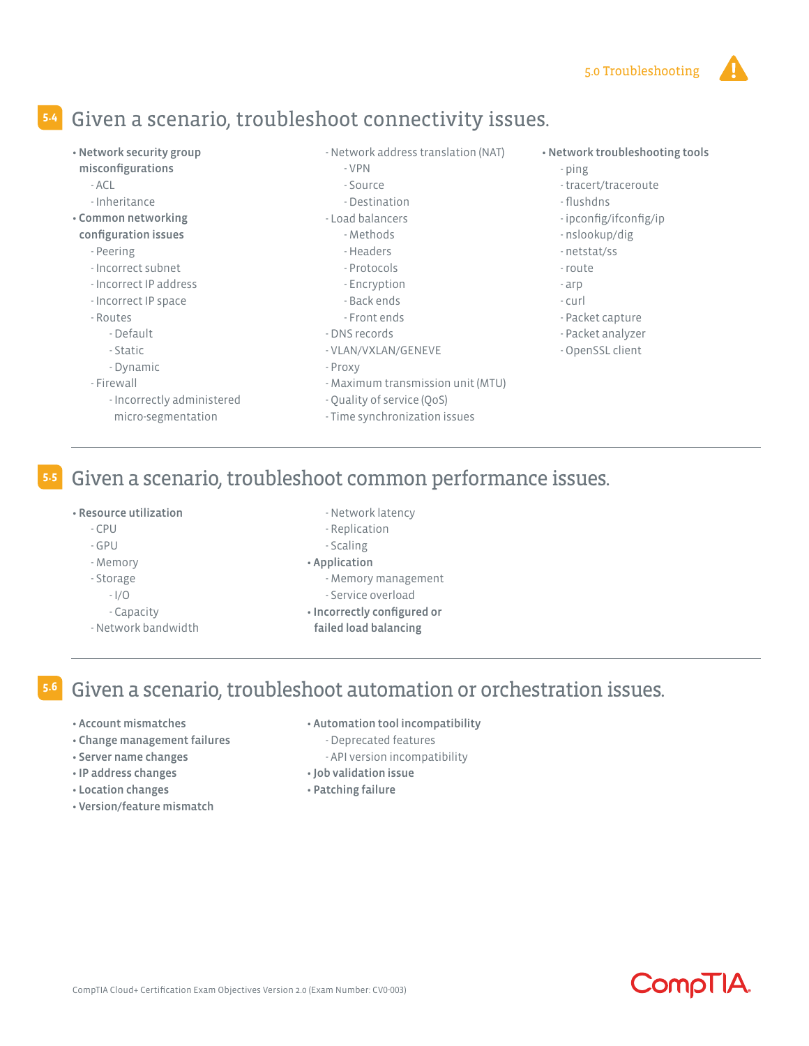## 5.4 Given a scenario, troubleshoot connectivity issues.

- **Network security group misconfigurations**
  - ACL
  - Inheritance
- **Common networking configuration issues**
  - Peering
  - Incorrect subnet
  - Incorrect IP address
  - Incorrect IP space
  - Routes
    - Default
    - Static
    - Dynamic
  - Firewall
    - Incorrectly administered micro-segmentation
  - Network address translation (NAT)
    - VPN
    - Source
    - Destination
  - Load balancers
    - Methods
    - Headers
    - Protocols
    - Encryption
    - Back ends
    - Front ends
  - DNS records
  - VLAN/VXLAN/GENEVE
  - Proxy
  - Maximum transmission unit (MTU)
  - Quality of service (QoS)
  - Time synchronization issues
- **Network troubleshooting tools**
  - ping
  - tracert/traceroute
  - flushdns
  - ipconfig/ifconfig/ip
  - nslookup/dig
  - netstat/ss
  - route
  - arp
  - curl
  - Packet capture
  - Packet analyzer
  - OpenSSL client

## 5.5 Given a scenario, troubleshoot common performance issues.

- **Resource utilization**
  - CPU
  - GPU
  - Memory
  - Storage
    - I/O
    - Capacity
  - Network bandwidth
  - Network latency
  - Replication
  - Scaling
- **Application**
  - Memory management
  - Service overload
- **Incorrectly configured or failed load balancing**

## 5.6 Given a scenario, troubleshoot automation or orchestration issues.

- **Account mismatches**
- **Change management failures**
- **Server name changes**
- **IP address changes**
- **Location changes**
- **Version/feature mismatch**
- **Automation tool incompatibility**
  - Deprecated features
  - API version incompatibility
- **Job validation issue**
- **Patching failure**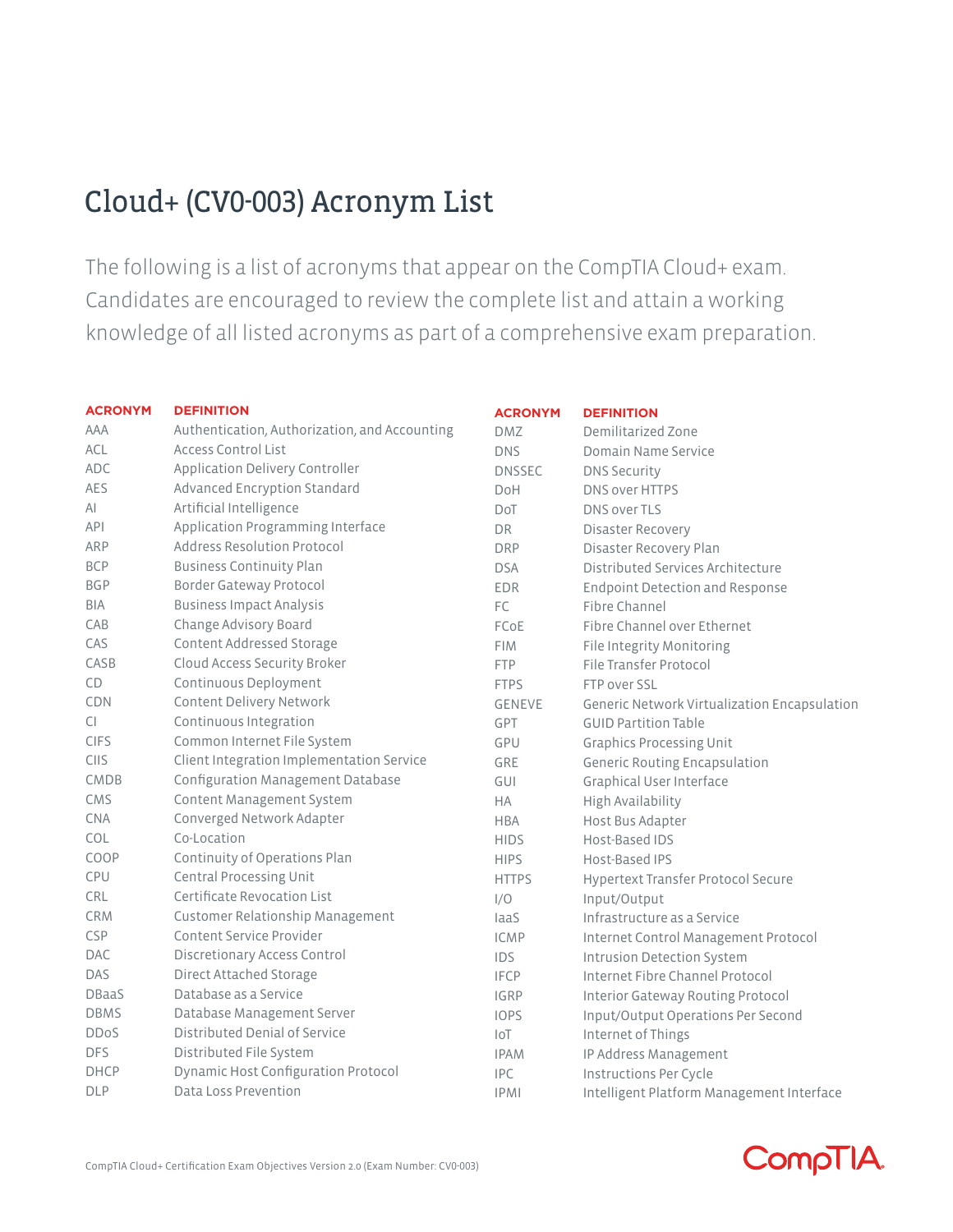# Cloud+ (CV0-003) Acronym List

The following is a list of acronyms that appear on the CompTIA Cloud+ exam. Candidates are encouraged to review the complete list and attain a working knowledge of all listed acronyms as part of a comprehensive exam preparation.

| ACRONYM | DEFINITION |
|---|---|
| AAA | Authentication, Authorization, and Accounting |
| ACL | Access Control List |
| ADC | Application Delivery Controller |
| AES | Advanced Encryption Standard |
| AI | Artificial Intelligence |
| API | Application Programming Interface |
| ARP | Address Resolution Protocol |
| BCP | Business Continuity Plan |
| BGP | Border Gateway Protocol |
| BIA | Business Impact Analysis |
| CAB | Change Advisory Board |
| CAS | Content Addressed Storage |
| CASB | Cloud Access Security Broker |
| CD | Continuous Deployment |
| CDN | Content Delivery Network |
| CI | Continuous Integration |
| CIFS | Common Internet File System |
| CIIS | Client Integration Implementation Service |
| CMDB | Configuration Management Database |
| CMS | Content Management System |
| CNA | Converged Network Adapter |
| COL | Co-Location |
| COOP | Continuity of Operations Plan |
| CPU | Central Processing Unit |
| CRL | Certificate Revocation List |
| CRM | Customer Relationship Management |
| CSP | Content Service Provider |
| DAC | Discretionary Access Control |
| DAS | Direct Attached Storage |
| DBaaS | Database as a Service |
| DBMS | Database Management Server |
| DDoS | Distributed Denial of Service |
| DFS | Distributed File System |
| DHCP | Dynamic Host Configuration Protocol |
| DLP | Data Loss Prevention |
| DMZ | Demilitarized Zone |
| DNS | Domain Name Service |
| DNSSEC | DNS Security |
| DoH | DNS over HTTPS |
| DoT | DNS over TLS |
| DR | Disaster Recovery |
| DRP | Disaster Recovery Plan |
| DSA | Distributed Services Architecture |
| EDR | Endpoint Detection and Response |
| FC | Fibre Channel |
| FCoE | Fibre Channel over Ethernet |
| FIM | File Integrity Monitoring |
| FTP | File Transfer Protocol |
| FTPS | FTP over SSL |
| GENEVE | Generic Network Virtualization Encapsulation |
| GPT | GUID Partition Table |
| GPU | Graphics Processing Unit |
| GRE | Generic Routing Encapsulation |
| GUI | Graphical User Interface |
| HA | High Availability |
| HBA | Host Bus Adapter |
| HIDS | Host-Based IDS |
| HIPS | Host-Based IPS |
| HTTPS | Hypertext Transfer Protocol Secure |
| I/O | Input/Output |
| IaaS | Infrastructure as a Service |
| ICMP | Internet Control Management Protocol |
| IDS | Intrusion Detection System |
| IFCP | Internet Fibre Channel Protocol |
| IGRP | Interior Gateway Routing Protocol |
| IOPS | Input/Output Operations Per Second |
| IoT | Internet of Things |
| IPAM | IP Address Management |
| IPC | Instructions Per Cycle |
| IPMI | Intelligent Platform Management Interface |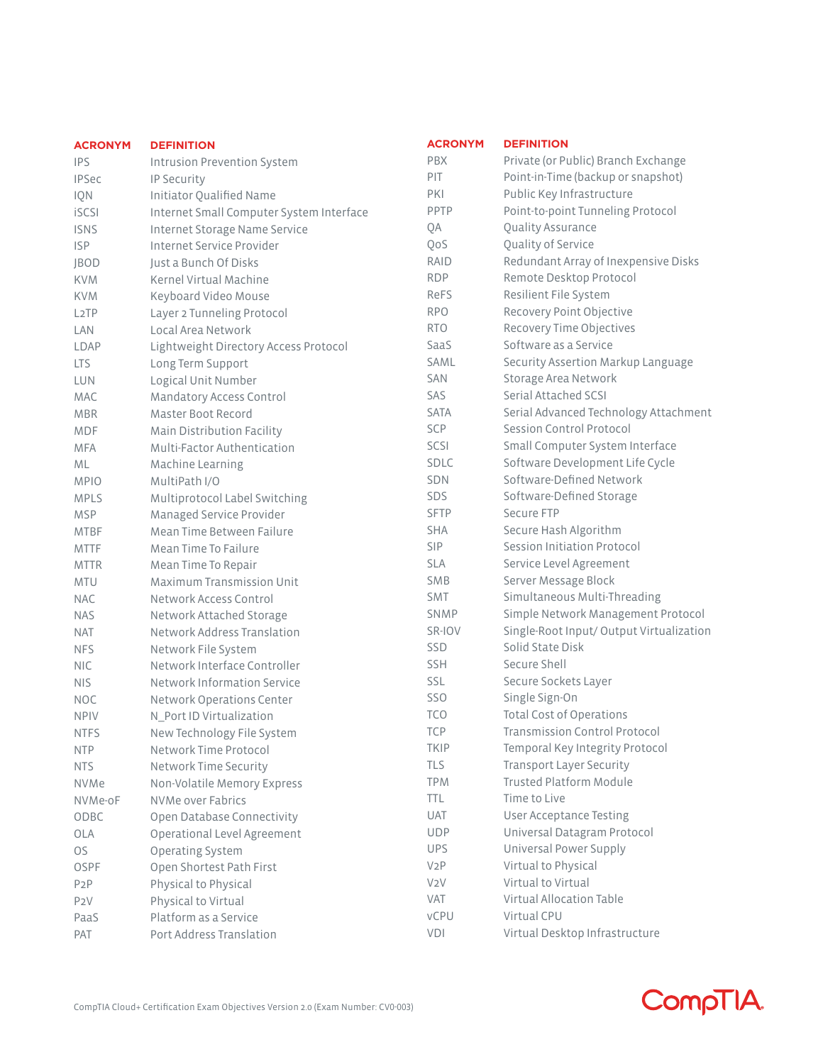| ACRONYM | DEFINITION |
|---|---|
| IPS | Intrusion Prevention System |
| IPSec | IP Security |
| IQN | Initiator Qualified Name |
| iSCSI | Internet Small Computer System Interface |
| ISNS | Internet Storage Name Service |
| ISP | Internet Service Provider |
| JBOD | Just a Bunch Of Disks |
| KVM | Kernel Virtual Machine |
| KVM | Keyboard Video Mouse |
| L2TP | Layer 2 Tunneling Protocol |
| LAN | Local Area Network |
| LDAP | Lightweight Directory Access Protocol |
| LTS | Long Term Support |
| LUN | Logical Unit Number |
| MAC | Mandatory Access Control |
| MBR | Master Boot Record |
| MDF | Main Distribution Facility |
| MFA | Multi-Factor Authentication |
| ML | Machine Learning |
| MPIO | MultiPath I/O |
| MPLS | Multiprotocol Label Switching |
| MSP | Managed Service Provider |
| MTBF | Mean Time Between Failure |
| MTTF | Mean Time To Failure |
| MTTR | Mean Time To Repair |
| MTU | Maximum Transmission Unit |
| NAC | Network Access Control |
| NAS | Network Attached Storage |
| NAT | Network Address Translation |
| NFS | Network File System |
| NIC | Network Interface Controller |
| NIS | Network Information Service |
| NOC | Network Operations Center |
| NPIV | N_Port ID Virtualization |
| NTFS | New Technology File System |
| NTP | Network Time Protocol |
| NTS | Network Time Security |
| NVMe | Non-Volatile Memory Express |
| NVMe-oF | NVMe over Fabrics |
| ODBC | Open Database Connectivity |
| OLA | Operational Level Agreement |
| OS | Operating System |
| OSPF | Open Shortest Path First |
| P2P | Physical to Physical |
| P2V | Physical to Virtual |
| PaaS | Platform as a Service |
| PAT | Port Address Translation |
| PBX | Private (or Public) Branch Exchange |
| PIT | Point-in-Time (backup or snapshot) |
| PKI | Public Key Infrastructure |
| PPTP | Point-to-point Tunneling Protocol |
| QA | Quality Assurance |
| QoS | Quality of Service |
| RAID | Redundant Array of Inexpensive Disks |
| RDP | Remote Desktop Protocol |
| ReFS | Resilient File System |
| RPO | Recovery Point Objective |
| RTO | Recovery Time Objectives |
| SaaS | Software as a Service |
| SAML | Security Assertion Markup Language |
| SAN | Storage Area Network |
| SAS | Serial Attached SCSI |
| SATA | Serial Advanced Technology Attachment |
| SCP | Session Control Protocol |
| SCSI | Small Computer System Interface |
| SDLC | Software Development Life Cycle |
| SDN | Software-Defined Network |
| SDS | Software-Defined Storage |
| SFTP | Secure FTP |
| SHA | Secure Hash Algorithm |
| SIP | Session Initiation Protocol |
| SLA | Service Level Agreement |
| SMB | Server Message Block |
| SMT | Simultaneous Multi-Threading |
| SNMP | Simple Network Management Protocol |
| SR-IOV | Single-Root Input/ Output Virtualization |
| SSD | Solid State Disk |
| SSH | Secure Shell |
| SSL | Secure Sockets Layer |
| SSO | Single Sign-On |
| TCO | Total Cost of Operations |
| TCP | Transmission Control Protocol |
| TKIP | Temporal Key Integrity Protocol |
| TLS | Transport Layer Security |
| TPM | Trusted Platform Module |
| TTL | Time to Live |
| UAT | User Acceptance Testing |
| UDP | Universal Datagram Protocol |
| UPS | Universal Power Supply |
| V2P | Virtual to Physical |
| V2V | Virtual to Virtual |
| VAT | Virtual Allocation Table |
| vCPU | Virtual CPU |
| VDI | Virtual Desktop Infrastructure |

CompTIA Cloud+ Certification Exam Objectives Version 2.0 (Exam Number: CV0-003)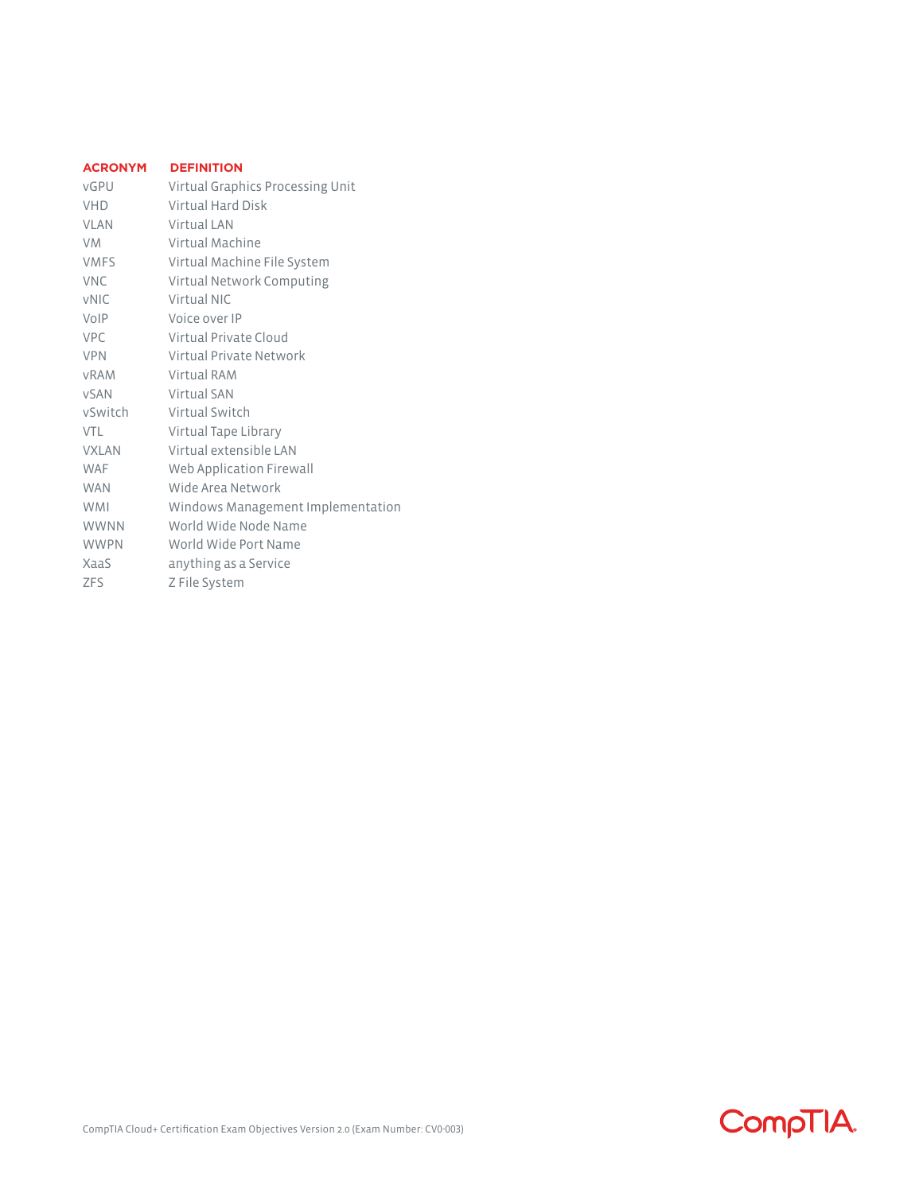| ACRONYM | DEFINITION |
| --- | --- |
| vGPU | Virtual Graphics Processing Unit |
| VHD | Virtual Hard Disk |
| VLAN | Virtual LAN |
| VM | Virtual Machine |
| VMFS | Virtual Machine File System |
| VNC | Virtual Network Computing |
| vNIC | Virtual NIC |
| VoIP | Voice over IP |
| VPC | Virtual Private Cloud |
| VPN | Virtual Private Network |
| vRAM | Virtual RAM |
| vSAN | Virtual SAN |
| vSwitch | Virtual Switch |
| VTL | Virtual Tape Library |
| VXLAN | Virtual extensible LAN |
| WAF | Web Application Firewall |
| WAN | Wide Area Network |
| WMI | Windows Management Implementation |
| WWNN | World Wide Node Name |
| WWPN | World Wide Port Name |
| XaaS | anything as a Service |
| ZFS | Z File System |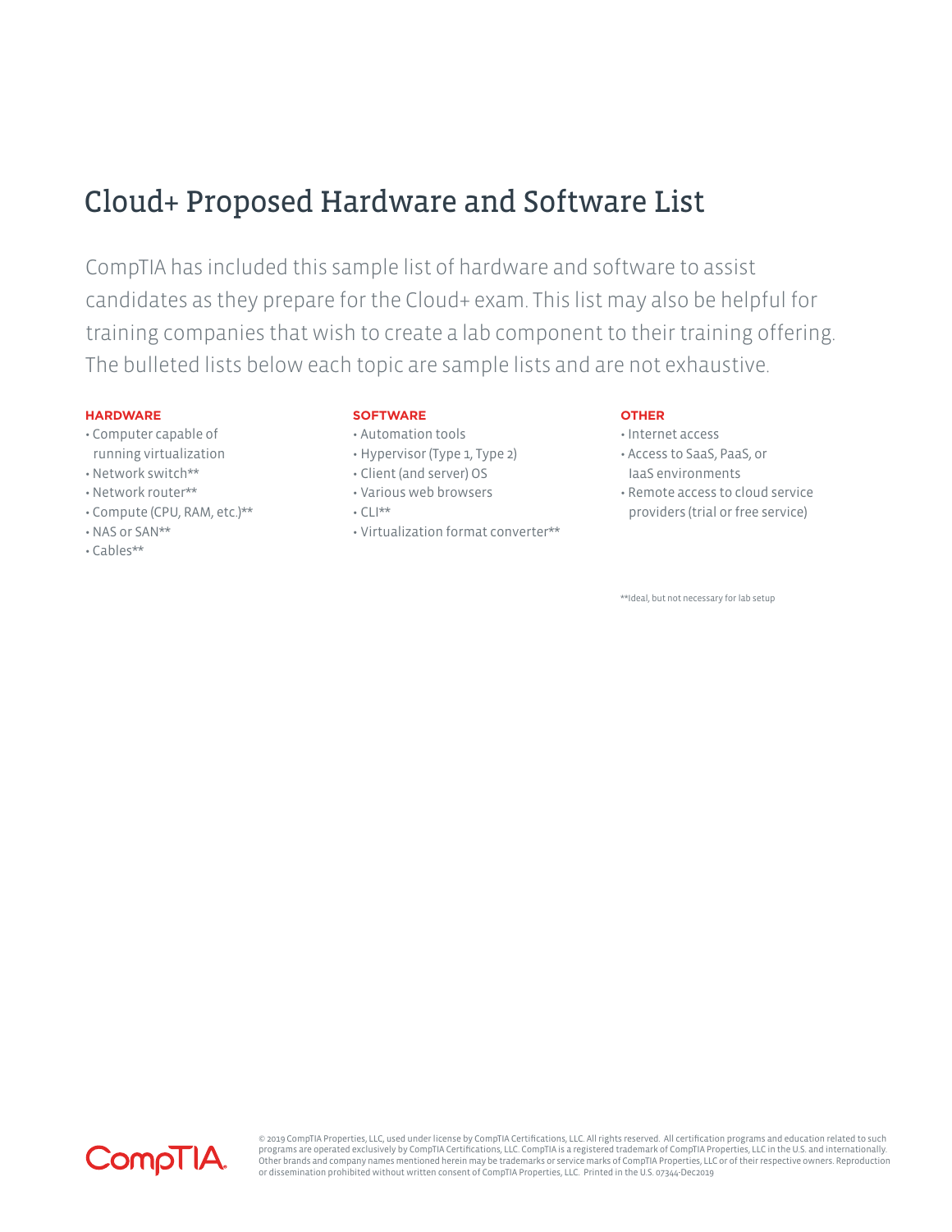# Cloud+ Proposed Hardware and Software List

CompTIA has included this sample list of hardware and software to assist candidates as they prepare for the Cloud+ exam. This list may also be helpful for training companies that wish to create a lab component to their training offering. The bulleted lists below each topic are sample lists and are not exhaustive.

### HARDWARE

- Computer capable of running virtualization
- Network switch**
- Network router**
- Compute (CPU, RAM, etc.)**
- NAS or SAN**
- Cables**

### SOFTWARE

- Automation tools
- Hypervisor (Type 1, Type 2)
- Client (and server) OS
- Various web browsers
- CLI**
- Virtualization format converter**

### OTHER

- Internet access
- Access to SaaS, PaaS, or IaaS environments
- Remote access to cloud service providers (trial or free service)

**Ideal, but not necessary for lab setup

CompTIA

© 2019 CompTIA Properties, LLC, used under license by CompTIA Certifications, LLC. All rights reserved. All certification programs and education related to such programs are operated exclusively by CompTIA Certifications, LLC. CompTIA is a registered trademark of CompTIA Properties, LLC in the U.S. and internationally. Other brands and company names mentioned herein may be trademarks or service marks of CompTIA Properties, LLC or of their respective owners. Reproduction or dissemination prohibited without written consent of CompTIA Properties, LLC. Printed in the U.S. 07344-Dec2019